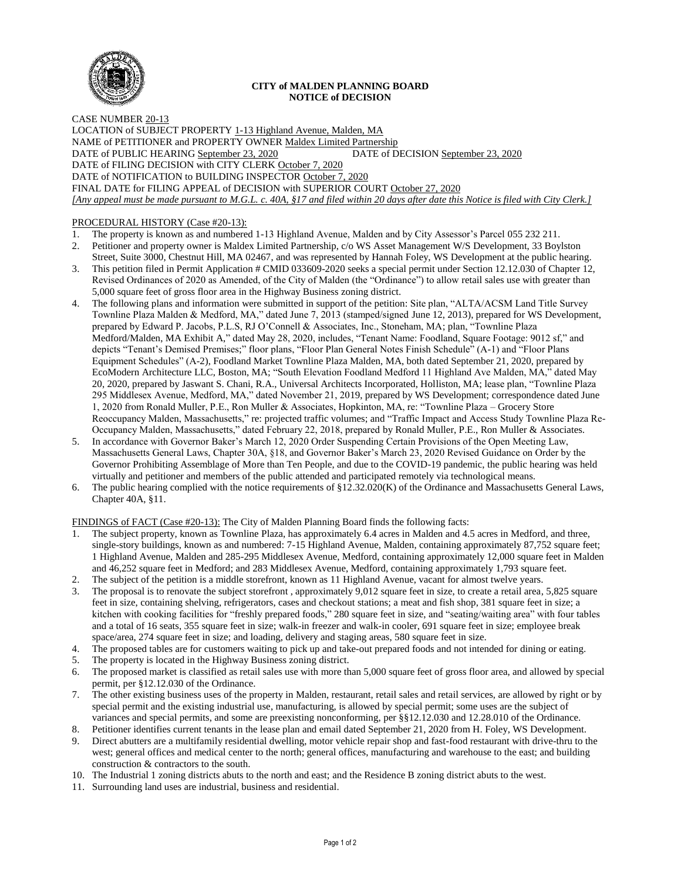**CITY of MALDEN PLANNING BOARD**
**NOTICE of DECISION**

CASE NUMBER 20-13
LOCATION of SUBJECT PROPERTY 1-13 Highland Avenue, Malden, MA
NAME of PETITIONER and PROPERTY OWNER Maldex Limited Partnership
DATE of PUBLIC HEARING September 23, 2020 DATE of DECISION September 23, 2020
DATE of FILING DECISION with CITY CLERK October 7, 2020
DATE of NOTIFICATION to BUILDING INSPECTOR October 7, 2020
FINAL DATE for FILING APPEAL of DECISION with SUPERIOR COURT October 27, 2020
*[Any appeal must be made pursuant to M.G.L. c. 40A, §17 and filed within 20 days after date this Notice is filed with City Clerk.]*

PROCEDURAL HISTORY (Case #20-13):

1. The property is known as and numbered 1-13 Highland Avenue, Malden and by City Assessor's Parcel 055 232 211.
2. Petitioner and property owner is Maldex Limited Partnership, c/o WS Asset Management W/S Development, 33 Boylston Street, Suite 3000, Chestnut Hill, MA 02467, and was represented by Hannah Foley, WS Development at the public hearing.
3. This petition filed in Permit Application # CMID 033609-2020 seeks a special permit under Section 12.12.030 of Chapter 12, Revised Ordinances of 2020 as Amended, of the City of Malden (the "Ordinance") to allow retail sales use with greater than 5,000 square feet of gross floor area in the Highway Business zoning district.
4. The following plans and information were submitted in support of the petition: Site plan, "ALTA/ACSM Land Title Survey Townline Plaza Malden & Medford, MA," dated June 7, 2013 (stamped/signed June 12, 2013), prepared for WS Development, prepared by Edward P. Jacobs, P.L.S, RJ O'Connell & Associates, Inc., Stoneham, MA; plan, "Townline Plaza Medford/Malden, MA Exhibit A," dated May 28, 2020, includes, "Tenant Name: Foodland, Square Footage: 9012 sf," and depicts "Tenant's Demised Premises;" floor plans, "Floor Plan General Notes Finish Schedule" (A-1) and "Floor Plans Equipment Schedules" (A-2), Foodland Market Townline Plaza Malden, MA, both dated September 21, 2020, prepared by EcoModern Architecture LLC, Boston, MA; "South Elevation Foodland Medford 11 Highland Ave Malden, MA," dated May 20, 2020, prepared by Jaswant S. Chani, R.A., Universal Architects Incorporated, Holliston, MA; lease plan, "Townline Plaza 295 Middlesex Avenue, Medford, MA," dated November 21, 2019, prepared by WS Development; correspondence dated June 1, 2020 from Ronald Muller, P.E., Ron Muller & Associates, Hopkinton, MA, re: "Townline Plaza – Grocery Store Reoccupancy Malden, Massachusetts," re: projected traffic volumes; and "Traffic Impact and Access Study Townline Plaza Re-Occupancy Malden, Massachusetts," dated February 22, 2018, prepared by Ronald Muller, P.E., Ron Muller & Associates.
5. In accordance with Governor Baker's March 12, 2020 Order Suspending Certain Provisions of the Open Meeting Law, Massachusetts General Laws, Chapter 30A, §18, and Governor Baker's March 23, 2020 Revised Guidance on Order by the Governor Prohibiting Assemblage of More than Ten People, and due to the COVID-19 pandemic, the public hearing was held virtually and petitioner and members of the public attended and participated remotely via technological means.
6. The public hearing complied with the notice requirements of §12.32.020(K) of the Ordinance and Massachusetts General Laws, Chapter 40A, §11.

FINDINGS of FACT (Case #20-13): The City of Malden Planning Board finds the following facts:

1. The subject property, known as Townline Plaza, has approximately 6.4 acres in Malden and 4.5 acres in Medford, and three, single-story buildings, known as and numbered: 7-15 Highland Avenue, Malden, containing approximately 87,752 square feet; 1 Highland Avenue, Malden and 285-295 Middlesex Avenue, Medford, containing approximately 12,000 square feet in Malden and 46,252 square feet in Medford; and 283 Middlesex Avenue, Medford, containing approximately 1,793 square feet.
2. The subject of the petition is a middle storefront, known as 11 Highland Avenue, vacant for almost twelve years.
3. The proposal is to renovate the subject storefront , approximately 9,012 square feet in size, to create a retail area, 5,825 square feet in size, containing shelving, refrigerators, cases and checkout stations; a meat and fish shop, 381 square feet in size; a kitchen with cooking facilities for "freshly prepared foods," 280 square feet in size, and "seating/waiting area" with four tables and a total of 16 seats, 355 square feet in size; walk-in freezer and walk-in cooler, 691 square feet in size; employee break space/area, 274 square feet in size; and loading, delivery and staging areas, 580 square feet in size.
4. The proposed tables are for customers waiting to pick up and take-out prepared foods and not intended for dining or eating.
5. The property is located in the Highway Business zoning district.
6. The proposed market is classified as retail sales use with more than 5,000 square feet of gross floor area, and allowed by special permit, per §12.12.030 of the Ordinance.
7. The other existing business uses of the property in Malden, restaurant, retail sales and retail services, are allowed by right or by special permit and the existing industrial use, manufacturing, is allowed by special permit; some uses are the subject of variances and special permits, and some are preexisting nonconforming, per §§12.12.030 and 12.28.010 of the Ordinance.
8. Petitioner identifies current tenants in the lease plan and email dated September 21, 2020 from H. Foley, WS Development.
9. Direct abutters are a multifamily residential dwelling, motor vehicle repair shop and fast-food restaurant with drive-thru to the west; general offices and medical center to the north; general offices, manufacturing and warehouse to the east; and building construction & contractors to the south.
10. The Industrial 1 zoning districts abuts to the north and east; and the Residence B zoning district abuts to the west.
11. Surrounding land uses are industrial, business and residential.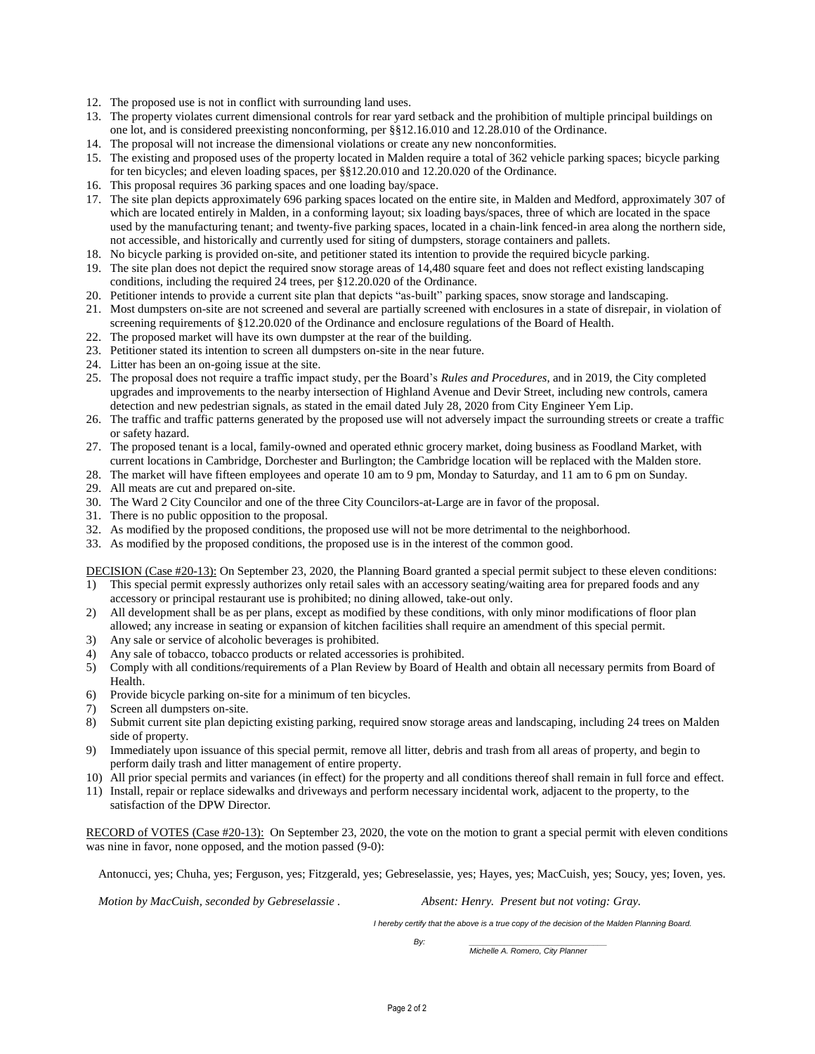12. The proposed use is not in conflict with surrounding land uses.
13. The property violates current dimensional controls for rear yard setback and the prohibition of multiple principal buildings on one lot, and is considered preexisting nonconforming, per §§12.16.010 and 12.28.010 of the Ordinance.
14. The proposal will not increase the dimensional violations or create any new nonconformities.
15. The existing and proposed uses of the property located in Malden require a total of 362 vehicle parking spaces; bicycle parking for ten bicycles; and eleven loading spaces, per §§12.20.010 and 12.20.020 of the Ordinance.
16. This proposal requires 36 parking spaces and one loading bay/space.
17. The site plan depicts approximately 696 parking spaces located on the entire site, in Malden and Medford, approximately 307 of which are located entirely in Malden, in a conforming layout; six loading bays/spaces, three of which are located in the space used by the manufacturing tenant; and twenty-five parking spaces, located in a chain-link fenced-in area along the northern side, not accessible, and historically and currently used for siting of dumpsters, storage containers and pallets.
18. No bicycle parking is provided on-site, and petitioner stated its intention to provide the required bicycle parking.
19. The site plan does not depict the required snow storage areas of 14,480 square feet and does not reflect existing landscaping conditions, including the required 24 trees, per §12.20.020 of the Ordinance.
20. Petitioner intends to provide a current site plan that depicts "as-built" parking spaces, snow storage and landscaping.
21. Most dumpsters on-site are not screened and several are partially screened with enclosures in a state of disrepair, in violation of screening requirements of §12.20.020 of the Ordinance and enclosure regulations of the Board of Health.
22. The proposed market will have its own dumpster at the rear of the building.
23. Petitioner stated its intention to screen all dumpsters on-site in the near future.
24. Litter has been an on-going issue at the site.
25. The proposal does not require a traffic impact study, per the Board's *Rules and Procedures,* and in 2019, the City completed upgrades and improvements to the nearby intersection of Highland Avenue and Devir Street, including new controls, camera detection and new pedestrian signals, as stated in the email dated July 28, 2020 from City Engineer Yem Lip.
26. The traffic and traffic patterns generated by the proposed use will not adversely impact the surrounding streets or create a traffic or safety hazard.
27. The proposed tenant is a local, family-owned and operated ethnic grocery market, doing business as Foodland Market, with current locations in Cambridge, Dorchester and Burlington; the Cambridge location will be replaced with the Malden store.
28. The market will have fifteen employees and operate 10 am to 9 pm, Monday to Saturday, and 11 am to 6 pm on Sunday.
29. All meats are cut and prepared on-site.
30. The Ward 2 City Councilor and one of the three City Councilors-at-Large are in favor of the proposal.
31. There is no public opposition to the proposal.
32. As modified by the proposed conditions, the proposed use will not be more detrimental to the neighborhood.
33. As modified by the proposed conditions, the proposed use is in the interest of the common good.

<u>DECISION (Case #20-13):</u> On September 23, 2020, the Planning Board granted a special permit subject to these eleven conditions:

1) This special permit expressly authorizes only retail sales with an accessory seating/waiting area for prepared foods and any accessory or principal restaurant use is prohibited; no dining allowed, take-out only.
2) All development shall be as per plans, except as modified by these conditions, with only minor modifications of floor plan allowed; any increase in seating or expansion of kitchen facilities shall require an amendment of this special permit.
3) Any sale or service of alcoholic beverages is prohibited.
4) Any sale of tobacco, tobacco products or related accessories is prohibited.
5) Comply with all conditions/requirements of a Plan Review by Board of Health and obtain all necessary permits from Board of Health.
6) Provide bicycle parking on-site for a minimum of ten bicycles.
7) Screen all dumpsters on-site.
8) Submit current site plan depicting existing parking, required snow storage areas and landscaping, including 24 trees on Malden side of property.
9) Immediately upon issuance of this special permit, remove all litter, debris and trash from all areas of property, and begin to perform daily trash and litter management of entire property.
10) All prior special permits and variances (in effect) for the property and all conditions thereof shall remain in full force and effect.
11) Install, repair or replace sidewalks and driveways and perform necessary incidental work, adjacent to the property, to the satisfaction of the DPW Director.

<u>RECORD of VOTES (Case #20-13):</u> On September 23, 2020, the vote on the motion to grant a special permit with eleven conditions was nine in favor, none opposed, and the motion passed (9-0):

Antonucci, yes; Chuha, yes; Ferguson, yes; Fitzgerald, yes; Gebreselassie, yes; Hayes, yes; MacCuish, yes; Soucy, yes; Ioven, yes.

*Motion by MacCuish, seconded by Gebreselassie .* *Absent: Henry. Present but not voting: Gray.*

*I hereby certify that the above is a true copy of the decision of the Malden Planning Board.*

*By:* ______________________________
*Michelle A. Romero, City Planner*